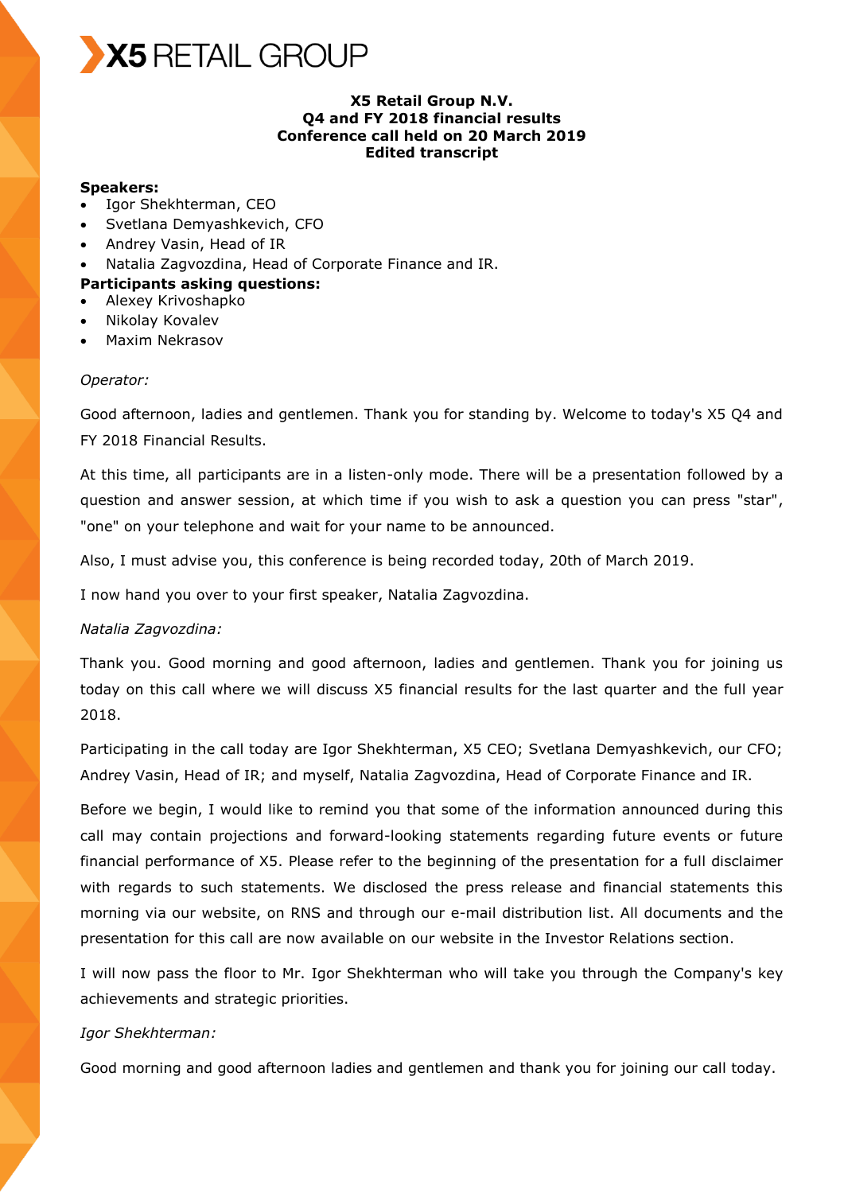# X5 RETAIL GROUP

**X5 Retail Group N.V.**
**Q4 and FY 2018 financial results**
**Conference call held on 20 March 2019**
**Edited transcript**

**Speakers:**

- Igor Shekhterman, CEO
- Svetlana Demyashkevich, CFO
- Andrey Vasin, Head of IR
- Natalia Zagvozdina, Head of Corporate Finance and IR.

**Participants asking questions:**

- Alexey Krivoshapko
- Nikolay Kovalev
- Maxim Nekrasov

*Operator:*

Good afternoon, ladies and gentlemen. Thank you for standing by. Welcome to today's X5 Q4 and FY 2018 Financial Results.

At this time, all participants are in a listen-only mode. There will be a presentation followed by a question and answer session, at which time if you wish to ask a question you can press "star", "one" on your telephone and wait for your name to be announced.

Also, I must advise you, this conference is being recorded today, 20th of March 2019.

I now hand you over to your first speaker, Natalia Zagvozdina.

*Natalia Zagvozdina:*

Thank you. Good morning and good afternoon, ladies and gentlemen. Thank you for joining us today on this call where we will discuss X5 financial results for the last quarter and the full year 2018.

Participating in the call today are Igor Shekhterman, X5 CEO; Svetlana Demyashkevich, our CFO; Andrey Vasin, Head of IR; and myself, Natalia Zagvozdina, Head of Corporate Finance and IR.

Before we begin, I would like to remind you that some of the information announced during this call may contain projections and forward-looking statements regarding future events or future financial performance of X5. Please refer to the beginning of the presentation for a full disclaimer with regards to such statements. We disclosed the press release and financial statements this morning via our website, on RNS and through our e-mail distribution list. All documents and the presentation for this call are now available on our website in the Investor Relations section.

I will now pass the floor to Mr. Igor Shekhterman who will take you through the Company's key achievements and strategic priorities.

*Igor Shekhterman:*

Good morning and good afternoon ladies and gentlemen and thank you for joining our call today.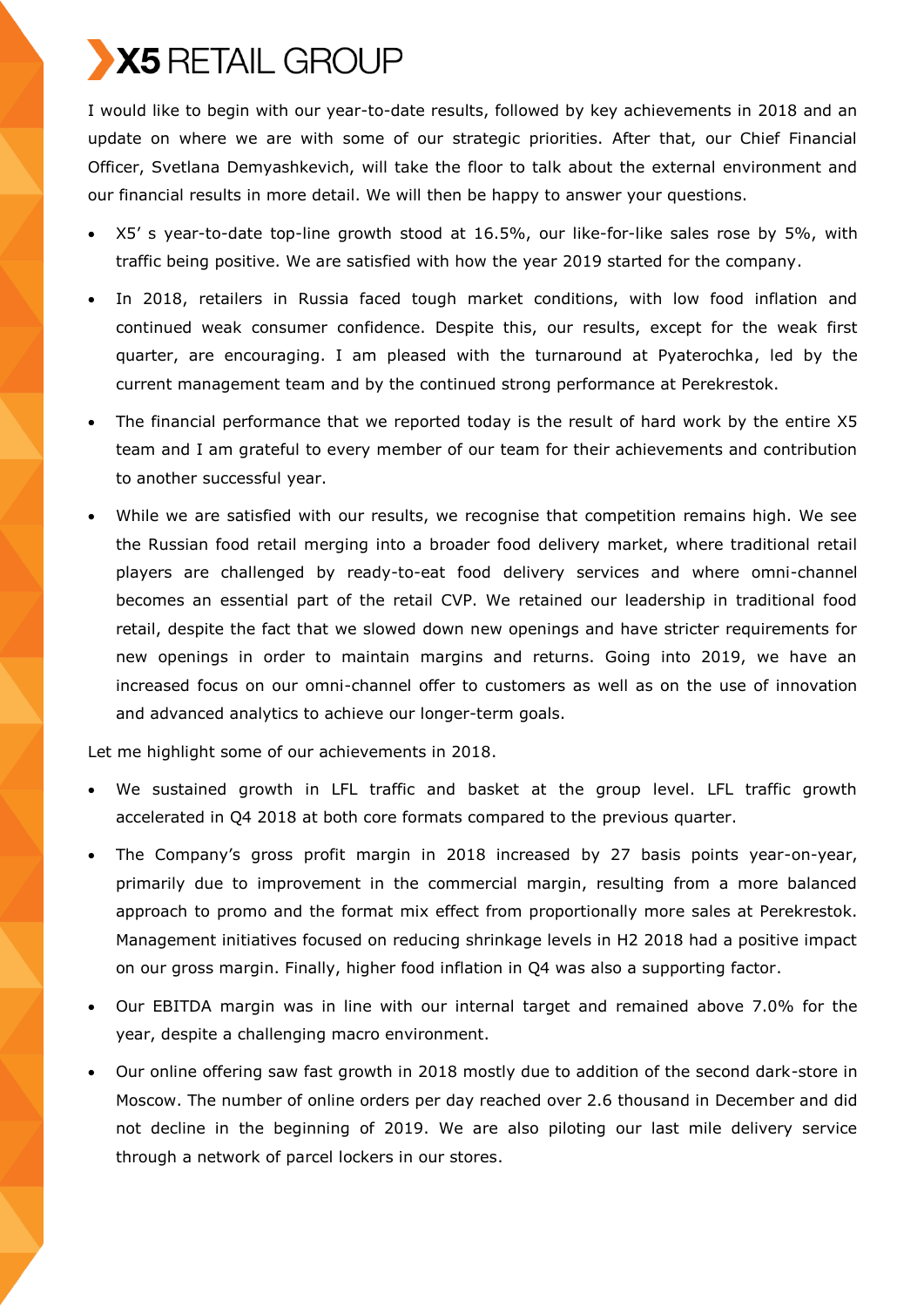I would like to begin with our year-to-date results, followed by key achievements in 2018 and an update on where we are with some of our strategic priorities. After that, our Chief Financial Officer, Svetlana Demyashkevich, will take the floor to talk about the external environment and our financial results in more detail. We will then be happy to answer your questions.

- X5' s year-to-date top-line growth stood at 16.5%, our like-for-like sales rose by 5%, with traffic being positive. We are satisfied with how the year 2019 started for the company.
- In 2018, retailers in Russia faced tough market conditions, with low food inflation and continued weak consumer confidence. Despite this, our results, except for the weak first quarter, are encouraging. I am pleased with the turnaround at Pyaterochka, led by the current management team and by the continued strong performance at Perekrestok.
- The financial performance that we reported today is the result of hard work by the entire X5 team and I am grateful to every member of our team for their achievements and contribution to another successful year.
- While we are satisfied with our results, we recognise that competition remains high. We see the Russian food retail merging into a broader food delivery market, where traditional retail players are challenged by ready-to-eat food delivery services and where omni-channel becomes an essential part of the retail CVP. We retained our leadership in traditional food retail, despite the fact that we slowed down new openings and have stricter requirements for new openings in order to maintain margins and returns. Going into 2019, we have an increased focus on our omni-channel offer to customers as well as on the use of innovation and advanced analytics to achieve our longer-term goals.

Let me highlight some of our achievements in 2018.

- We sustained growth in LFL traffic and basket at the group level. LFL traffic growth accelerated in Q4 2018 at both core formats compared to the previous quarter.
- The Company's gross profit margin in 2018 increased by 27 basis points year-on-year, primarily due to improvement in the commercial margin, resulting from a more balanced approach to promo and the format mix effect from proportionally more sales at Perekrestok. Management initiatives focused on reducing shrinkage levels in H2 2018 had a positive impact on our gross margin. Finally, higher food inflation in Q4 was also a supporting factor.
- Our EBITDA margin was in line with our internal target and remained above 7.0% for the year, despite a challenging macro environment.
- Our online offering saw fast growth in 2018 mostly due to addition of the second dark-store in Moscow. The number of online orders per day reached over 2.6 thousand in December and did not decline in the beginning of 2019. We are also piloting our last mile delivery service through a network of parcel lockers in our stores.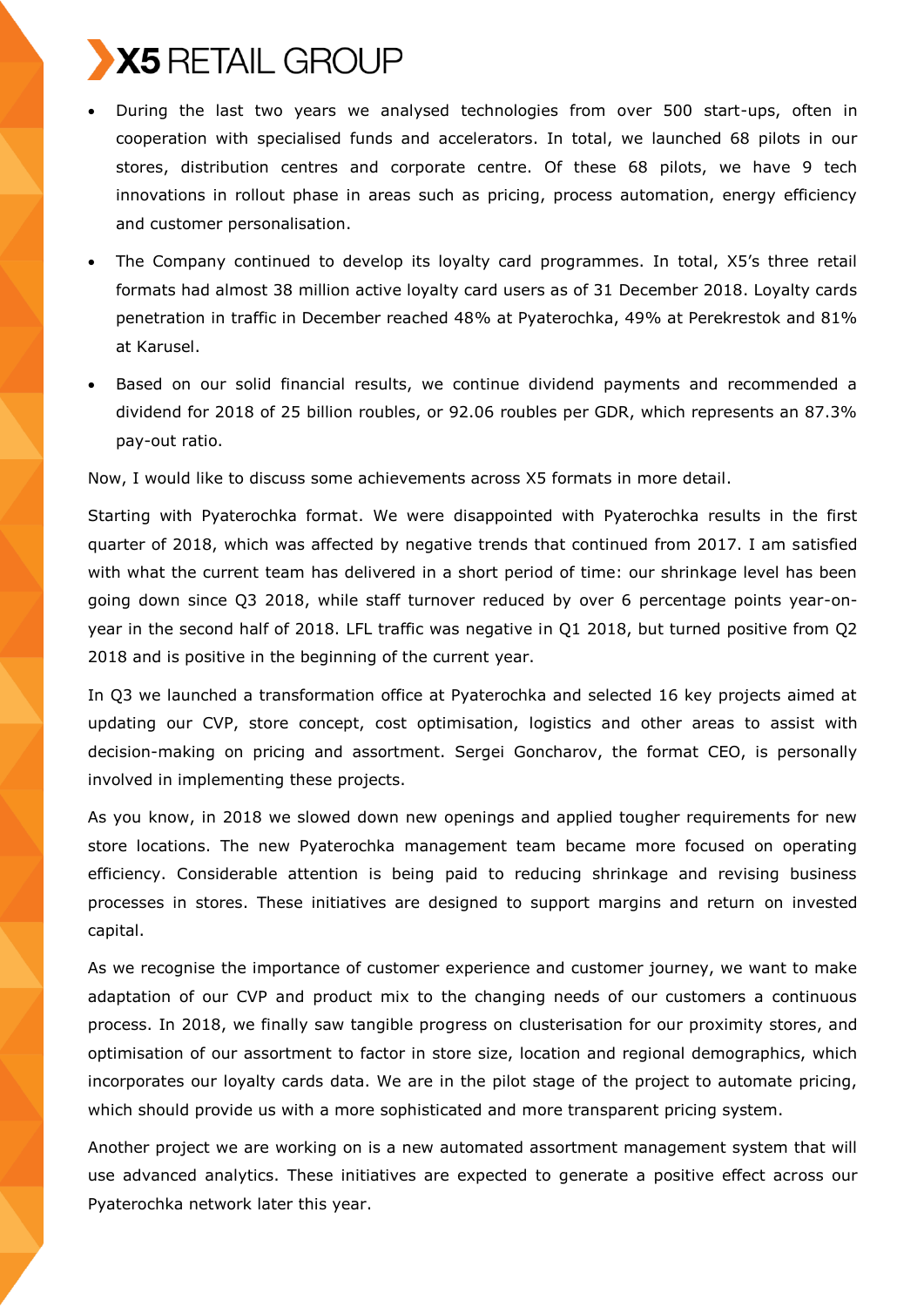- During the last two years we analysed technologies from over 500 start-ups, often in cooperation with specialised funds and accelerators. In total, we launched 68 pilots in our stores, distribution centres and corporate centre. Of these 68 pilots, we have 9 tech innovations in rollout phase in areas such as pricing, process automation, energy efficiency and customer personalisation.
- The Company continued to develop its loyalty card programmes. In total, X5's three retail formats had almost 38 million active loyalty card users as of 31 December 2018. Loyalty cards penetration in traffic in December reached 48% at Pyaterochka, 49% at Perekrestok and 81% at Karusel.
- Based on our solid financial results, we continue dividend payments and recommended a dividend for 2018 of 25 billion roubles, or 92.06 roubles per GDR, which represents an 87.3% pay-out ratio.

Now, I would like to discuss some achievements across X5 formats in more detail.

Starting with Pyaterochka format. We were disappointed with Pyaterochka results in the first quarter of 2018, which was affected by negative trends that continued from 2017. I am satisfied with what the current team has delivered in a short period of time: our shrinkage level has been going down since Q3 2018, while staff turnover reduced by over 6 percentage points year-on-year in the second half of 2018. LFL traffic was negative in Q1 2018, but turned positive from Q2 2018 and is positive in the beginning of the current year.

In Q3 we launched a transformation office at Pyaterochka and selected 16 key projects aimed at updating our CVP, store concept, cost optimisation, logistics and other areas to assist with decision-making on pricing and assortment. Sergei Goncharov, the format CEO, is personally involved in implementing these projects.

As you know, in 2018 we slowed down new openings and applied tougher requirements for new store locations. The new Pyaterochka management team became more focused on operating efficiency. Considerable attention is being paid to reducing shrinkage and revising business processes in stores. These initiatives are designed to support margins and return on invested capital.

As we recognise the importance of customer experience and customer journey, we want to make adaptation of our CVP and product mix to the changing needs of our customers a continuous process. In 2018, we finally saw tangible progress on clusterisation for our proximity stores, and optimisation of our assortment to factor in store size, location and regional demographics, which incorporates our loyalty cards data. We are in the pilot stage of the project to automate pricing, which should provide us with a more sophisticated and more transparent pricing system.

Another project we are working on is a new automated assortment management system that will use advanced analytics. These initiatives are expected to generate a positive effect across our Pyaterochka network later this year.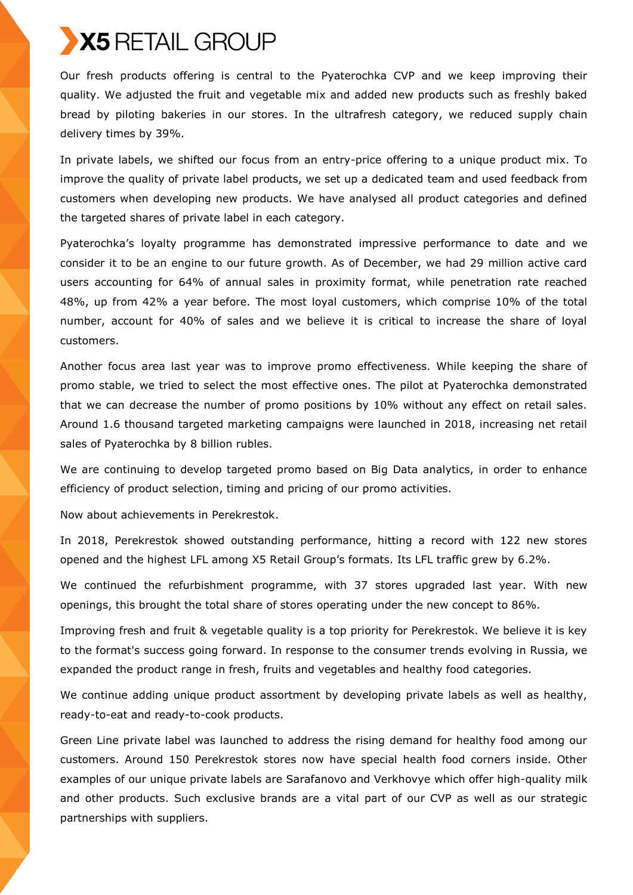Our fresh products offering is central to the Pyaterochka CVP and we keep improving their quality. We adjusted the fruit and vegetable mix and added new products such as freshly baked bread by piloting bakeries in our stores. In the ultrafresh category, we reduced supply chain delivery times by 39%.

In private labels, we shifted our focus from an entry-price offering to a unique product mix. To improve the quality of private label products, we set up a dedicated team and used feedback from customers when developing new products. We have analysed all product categories and defined the targeted shares of private label in each category.

Pyaterochka's loyalty programme has demonstrated impressive performance to date and we consider it to be an engine to our future growth. As of December, we had 29 million active card users accounting for 64% of annual sales in proximity format, while penetration rate reached 48%, up from 42% a year before. The most loyal customers, which comprise 10% of the total number, account for 40% of sales and we believe it is critical to increase the share of loyal customers.

Another focus area last year was to improve promo effectiveness. While keeping the share of promo stable, we tried to select the most effective ones. The pilot at Pyaterochka demonstrated that we can decrease the number of promo positions by 10% without any effect on retail sales. Around 1.6 thousand targeted marketing campaigns were launched in 2018, increasing net retail sales of Pyaterochka by 8 billion rubles.

We are continuing to develop targeted promo based on Big Data analytics, in order to enhance efficiency of product selection, timing and pricing of our promo activities.

Now about achievements in Perekrestok.

In 2018, Perekrestok showed outstanding performance, hitting a record with 122 new stores opened and the highest LFL among X5 Retail Group's formats. Its LFL traffic grew by 6.2%.

We continued the refurbishment programme, with 37 stores upgraded last year. With new openings, this brought the total share of stores operating under the new concept to 86%.

Improving fresh and fruit & vegetable quality is a top priority for Perekrestok. We believe it is key to the format's success going forward. In response to the consumer trends evolving in Russia, we expanded the product range in fresh, fruits and vegetables and healthy food categories.

We continue adding unique product assortment by developing private labels as well as healthy, ready-to-eat and ready-to-cook products.

Green Line private label was launched to address the rising demand for healthy food among our customers. Around 150 Perekrestok stores now have special health food corners inside. Other examples of our unique private labels are Sarafanovo and Verkhovye which offer high-quality milk and other products. Such exclusive brands are a vital part of our CVP as well as our strategic partnerships with suppliers.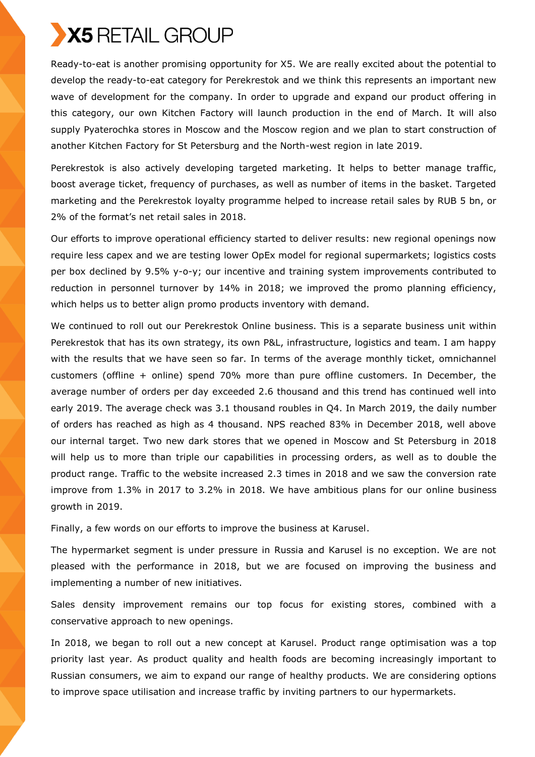Ready-to-eat is another promising opportunity for X5. We are really excited about the potential to develop the ready-to-eat category for Perekrestok and we think this represents an important new wave of development for the company. In order to upgrade and expand our product offering in this category, our own Kitchen Factory will launch production in the end of March. It will also supply Pyaterochka stores in Moscow and the Moscow region and we plan to start construction of another Kitchen Factory for St Petersburg and the North-west region in late 2019.

Perekrestok is also actively developing targeted marketing. It helps to better manage traffic, boost average ticket, frequency of purchases, as well as number of items in the basket. Targeted marketing and the Perekrestok loyalty programme helped to increase retail sales by RUB 5 bn, or 2% of the format's net retail sales in 2018.

Our efforts to improve operational efficiency started to deliver results: new regional openings now require less capex and we are testing lower OpEx model for regional supermarkets; logistics costs per box declined by 9.5% y-o-y; our incentive and training system improvements contributed to reduction in personnel turnover by 14% in 2018; we improved the promo planning efficiency, which helps us to better align promo products inventory with demand.

We continued to roll out our Perekrestok Online business. This is a separate business unit within Perekrestok that has its own strategy, its own P&L, infrastructure, logistics and team. I am happy with the results that we have seen so far. In terms of the average monthly ticket, omnichannel customers (offline + online) spend 70% more than pure offline customers. In December, the average number of orders per day exceeded 2.6 thousand and this trend has continued well into early 2019. The average check was 3.1 thousand roubles in Q4. In March 2019, the daily number of orders has reached as high as 4 thousand. NPS reached 83% in December 2018, well above our internal target. Two new dark stores that we opened in Moscow and St Petersburg in 2018 will help us to more than triple our capabilities in processing orders, as well as to double the product range. Traffic to the website increased 2.3 times in 2018 and we saw the conversion rate improve from 1.3% in 2017 to 3.2% in 2018. We have ambitious plans for our online business growth in 2019.

Finally, a few words on our efforts to improve the business at Karusel.

The hypermarket segment is under pressure in Russia and Karusel is no exception. We are not pleased with the performance in 2018, but we are focused on improving the business and implementing a number of new initiatives.

Sales density improvement remains our top focus for existing stores, combined with a conservative approach to new openings.

In 2018, we began to roll out a new concept at Karusel. Product range optimisation was a top priority last year. As product quality and health foods are becoming increasingly important to Russian consumers, we aim to expand our range of healthy products. We are considering options to improve space utilisation and increase traffic by inviting partners to our hypermarkets.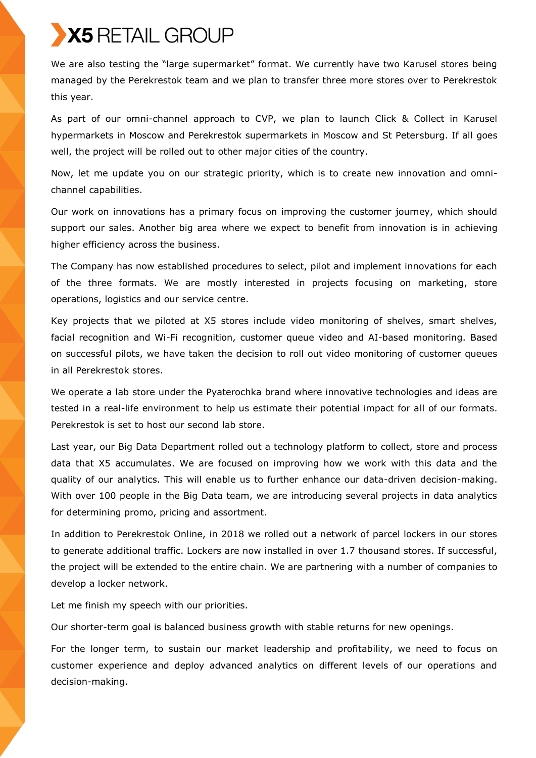We are also testing the "large supermarket" format. We currently have two Karusel stores being managed by the Perekrestok team and we plan to transfer three more stores over to Perekrestok this year.

As part of our omni-channel approach to CVP, we plan to launch Click & Collect in Karusel hypermarkets in Moscow and Perekrestok supermarkets in Moscow and St Petersburg. If all goes well, the project will be rolled out to other major cities of the country.

Now, let me update you on our strategic priority, which is to create new innovation and omni-channel capabilities.

Our work on innovations has a primary focus on improving the customer journey, which should support our sales. Another big area where we expect to benefit from innovation is in achieving higher efficiency across the business.

The Company has now established procedures to select, pilot and implement innovations for each of the three formats. We are mostly interested in projects focusing on marketing, store operations, logistics and our service centre.

Key projects that we piloted at X5 stores include video monitoring of shelves, smart shelves, facial recognition and Wi-Fi recognition, customer queue video and AI-based monitoring. Based on successful pilots, we have taken the decision to roll out video monitoring of customer queues in all Perekrestok stores.

We operate a lab store under the Pyaterochka brand where innovative technologies and ideas are tested in a real-life environment to help us estimate their potential impact for all of our formats. Perekrestok is set to host our second lab store.

Last year, our Big Data Department rolled out a technology platform to collect, store and process data that X5 accumulates. We are focused on improving how we work with this data and the quality of our analytics. This will enable us to further enhance our data-driven decision-making. With over 100 people in the Big Data team, we are introducing several projects in data analytics for determining promo, pricing and assortment.

In addition to Perekrestok Online, in 2018 we rolled out a network of parcel lockers in our stores to generate additional traffic. Lockers are now installed in over 1.7 thousand stores. If successful, the project will be extended to the entire chain. We are partnering with a number of companies to develop a locker network.

Let me finish my speech with our priorities.

Our shorter-term goal is balanced business growth with stable returns for new openings.

For the longer term, to sustain our market leadership and profitability, we need to focus on customer experience and deploy advanced analytics on different levels of our operations and decision-making.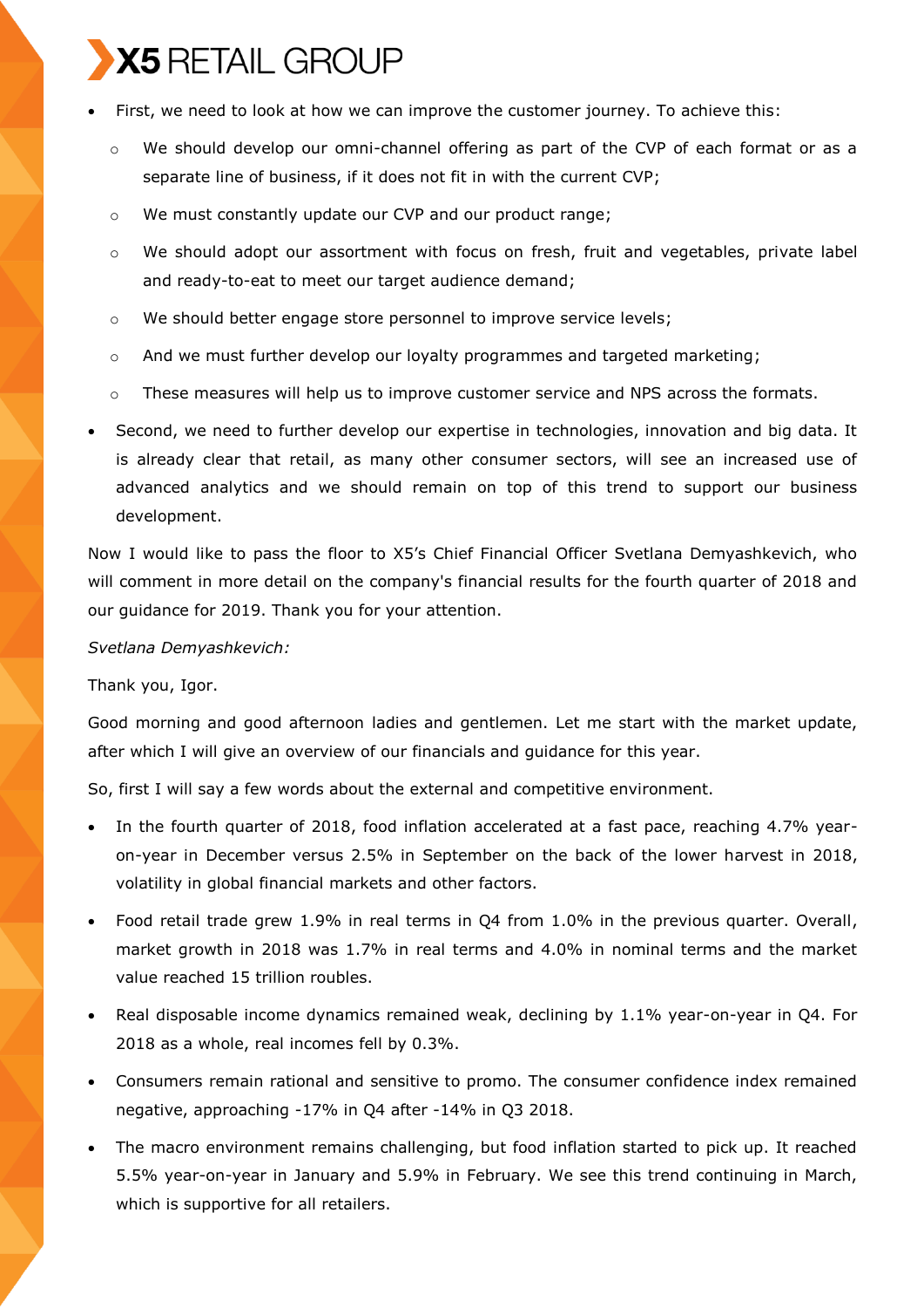- First, we need to look at how we can improve the customer journey. To achieve this:
  - We should develop our omni-channel offering as part of the CVP of each format or as a separate line of business, if it does not fit in with the current CVP;
  - We must constantly update our CVP and our product range;
  - We should adopt our assortment with focus on fresh, fruit and vegetables, private label and ready-to-eat to meet our target audience demand;
  - We should better engage store personnel to improve service levels;
  - And we must further develop our loyalty programmes and targeted marketing;
  - These measures will help us to improve customer service and NPS across the formats.
- Second, we need to further develop our expertise in technologies, innovation and big data. It is already clear that retail, as many other consumer sectors, will see an increased use of advanced analytics and we should remain on top of this trend to support our business development.

Now I would like to pass the floor to X5's Chief Financial Officer Svetlana Demyashkevich, who will comment in more detail on the company's financial results for the fourth quarter of 2018 and our guidance for 2019. Thank you for your attention.

*Svetlana Demyashkevich:*

Thank you, Igor.

Good morning and good afternoon ladies and gentlemen. Let me start with the market update, after which I will give an overview of our financials and guidance for this year.

So, first I will say a few words about the external and competitive environment.

- In the fourth quarter of 2018, food inflation accelerated at a fast pace, reaching 4.7% year-on-year in December versus 2.5% in September on the back of the lower harvest in 2018, volatility in global financial markets and other factors.
- Food retail trade grew 1.9% in real terms in Q4 from 1.0% in the previous quarter. Overall, market growth in 2018 was 1.7% in real terms and 4.0% in nominal terms and the market value reached 15 trillion roubles.
- Real disposable income dynamics remained weak, declining by 1.1% year-on-year in Q4. For 2018 as a whole, real incomes fell by 0.3%.
- Consumers remain rational and sensitive to promo. The consumer confidence index remained negative, approaching -17% in Q4 after -14% in Q3 2018.
- The macro environment remains challenging, but food inflation started to pick up. It reached 5.5% year-on-year in January and 5.9% in February. We see this trend continuing in March, which is supportive for all retailers.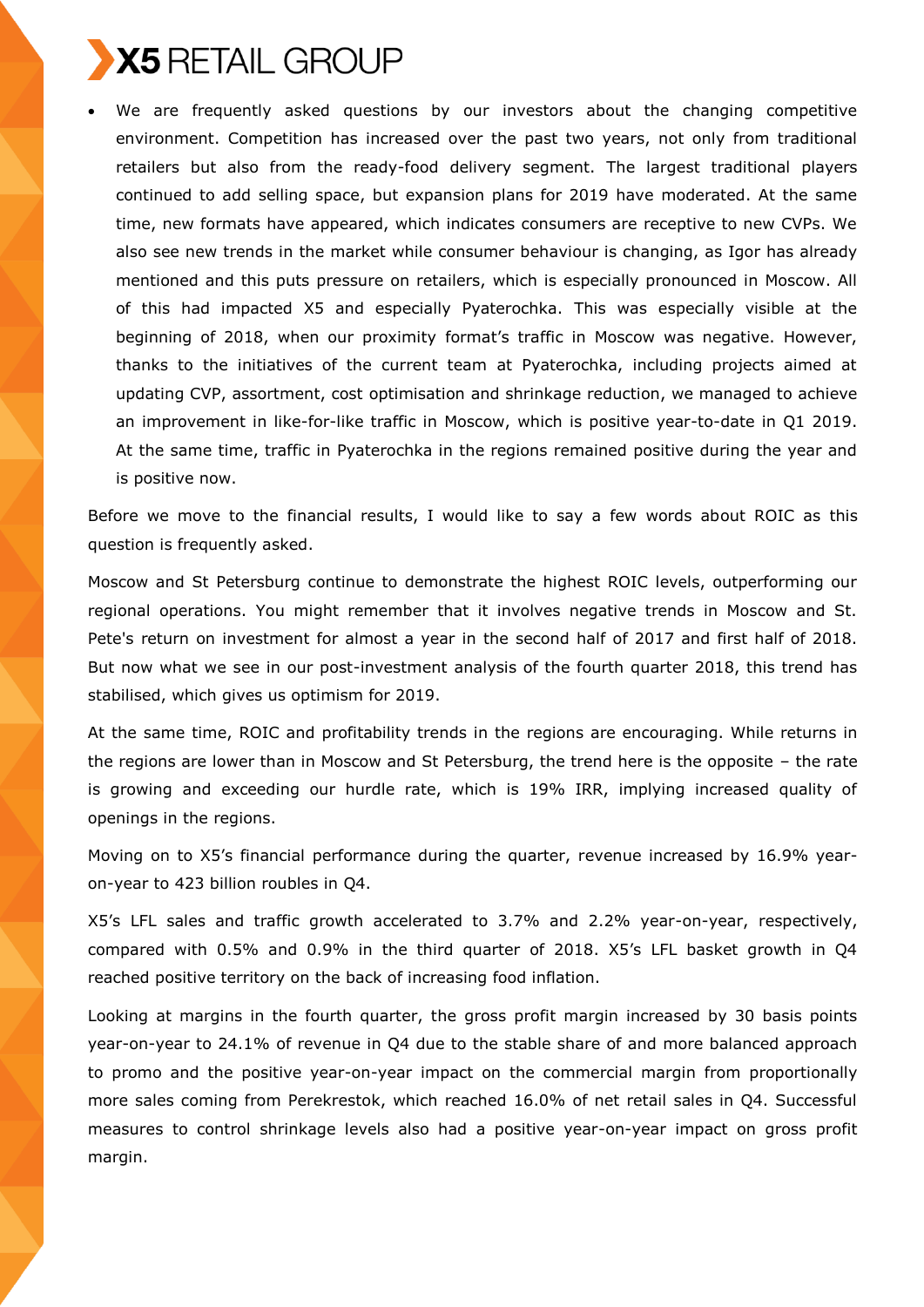- We are frequently asked questions by our investors about the changing competitive environment. Competition has increased over the past two years, not only from traditional retailers but also from the ready-food delivery segment. The largest traditional players continued to add selling space, but expansion plans for 2019 have moderated. At the same time, new formats have appeared, which indicates consumers are receptive to new CVPs. We also see new trends in the market while consumer behaviour is changing, as Igor has already mentioned and this puts pressure on retailers, which is especially pronounced in Moscow. All of this had impacted X5 and especially Pyaterochka. This was especially visible at the beginning of 2018, when our proximity format's traffic in Moscow was negative. However, thanks to the initiatives of the current team at Pyaterochka, including projects aimed at updating CVP, assortment, cost optimisation and shrinkage reduction, we managed to achieve an improvement in like-for-like traffic in Moscow, which is positive year-to-date in Q1 2019. At the same time, traffic in Pyaterochka in the regions remained positive during the year and is positive now.

Before we move to the financial results, I would like to say a few words about ROIC as this question is frequently asked.

Moscow and St Petersburg continue to demonstrate the highest ROIC levels, outperforming our regional operations. You might remember that it involves negative trends in Moscow and St. Pete's return on investment for almost a year in the second half of 2017 and first half of 2018. But now what we see in our post-investment analysis of the fourth quarter 2018, this trend has stabilised, which gives us optimism for 2019.

At the same time, ROIC and profitability trends in the regions are encouraging. While returns in the regions are lower than in Moscow and St Petersburg, the trend here is the opposite – the rate is growing and exceeding our hurdle rate, which is 19% IRR, implying increased quality of openings in the regions.

Moving on to X5's financial performance during the quarter, revenue increased by 16.9% year-on-year to 423 billion roubles in Q4.

X5's LFL sales and traffic growth accelerated to 3.7% and 2.2% year-on-year, respectively, compared with 0.5% and 0.9% in the third quarter of 2018. X5's LFL basket growth in Q4 reached positive territory on the back of increasing food inflation.

Looking at margins in the fourth quarter, the gross profit margin increased by 30 basis points year-on-year to 24.1% of revenue in Q4 due to the stable share of and more balanced approach to promo and the positive year-on-year impact on the commercial margin from proportionally more sales coming from Perekrestok, which reached 16.0% of net retail sales in Q4. Successful measures to control shrinkage levels also had a positive year-on-year impact on gross profit margin.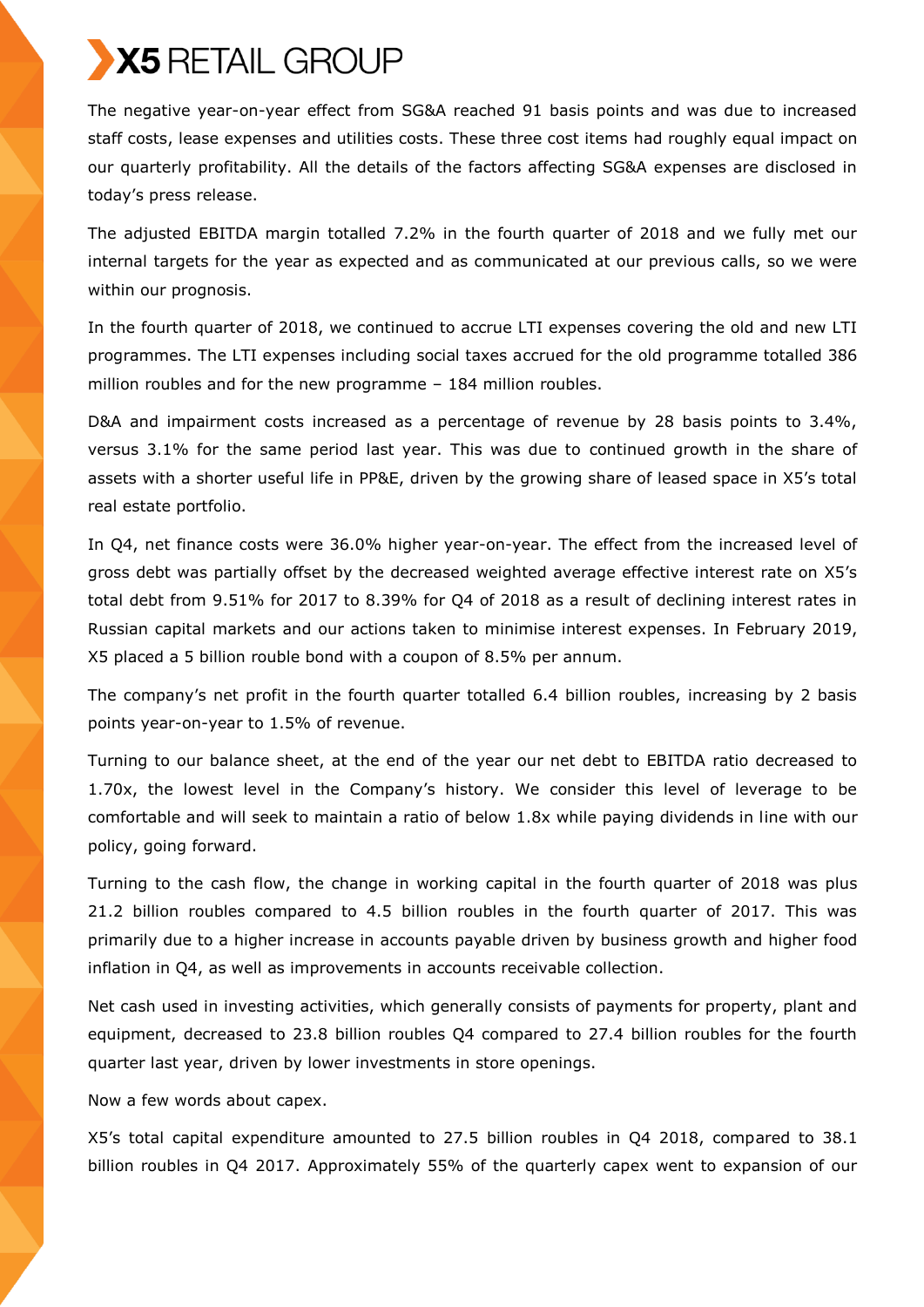The negative year-on-year effect from SG&A reached 91 basis points and was due to increased staff costs, lease expenses and utilities costs. These three cost items had roughly equal impact on our quarterly profitability. All the details of the factors affecting SG&A expenses are disclosed in today's press release.

The adjusted EBITDA margin totalled 7.2% in the fourth quarter of 2018 and we fully met our internal targets for the year as expected and as communicated at our previous calls, so we were within our prognosis.

In the fourth quarter of 2018, we continued to accrue LTI expenses covering the old and new LTI programmes. The LTI expenses including social taxes accrued for the old programme totalled 386 million roubles and for the new programme – 184 million roubles.

D&A and impairment costs increased as a percentage of revenue by 28 basis points to 3.4%, versus 3.1% for the same period last year. This was due to continued growth in the share of assets with a shorter useful life in PP&E, driven by the growing share of leased space in X5's total real estate portfolio.

In Q4, net finance costs were 36.0% higher year-on-year. The effect from the increased level of gross debt was partially offset by the decreased weighted average effective interest rate on X5's total debt from 9.51% for 2017 to 8.39% for Q4 of 2018 as a result of declining interest rates in Russian capital markets and our actions taken to minimise interest expenses. In February 2019, X5 placed a 5 billion rouble bond with a coupon of 8.5% per annum.

The company's net profit in the fourth quarter totalled 6.4 billion roubles, increasing by 2 basis points year-on-year to 1.5% of revenue.

Turning to our balance sheet, at the end of the year our net debt to EBITDA ratio decreased to 1.70x, the lowest level in the Company's history. We consider this level of leverage to be comfortable and will seek to maintain a ratio of below 1.8x while paying dividends in line with our policy, going forward.

Turning to the cash flow, the change in working capital in the fourth quarter of 2018 was plus 21.2 billion roubles compared to 4.5 billion roubles in the fourth quarter of 2017. This was primarily due to a higher increase in accounts payable driven by business growth and higher food inflation in Q4, as well as improvements in accounts receivable collection.

Net cash used in investing activities, which generally consists of payments for property, plant and equipment, decreased to 23.8 billion roubles Q4 compared to 27.4 billion roubles for the fourth quarter last year, driven by lower investments in store openings.

Now a few words about capex.

X5's total capital expenditure amounted to 27.5 billion roubles in Q4 2018, compared to 38.1 billion roubles in Q4 2017. Approximately 55% of the quarterly capex went to expansion of our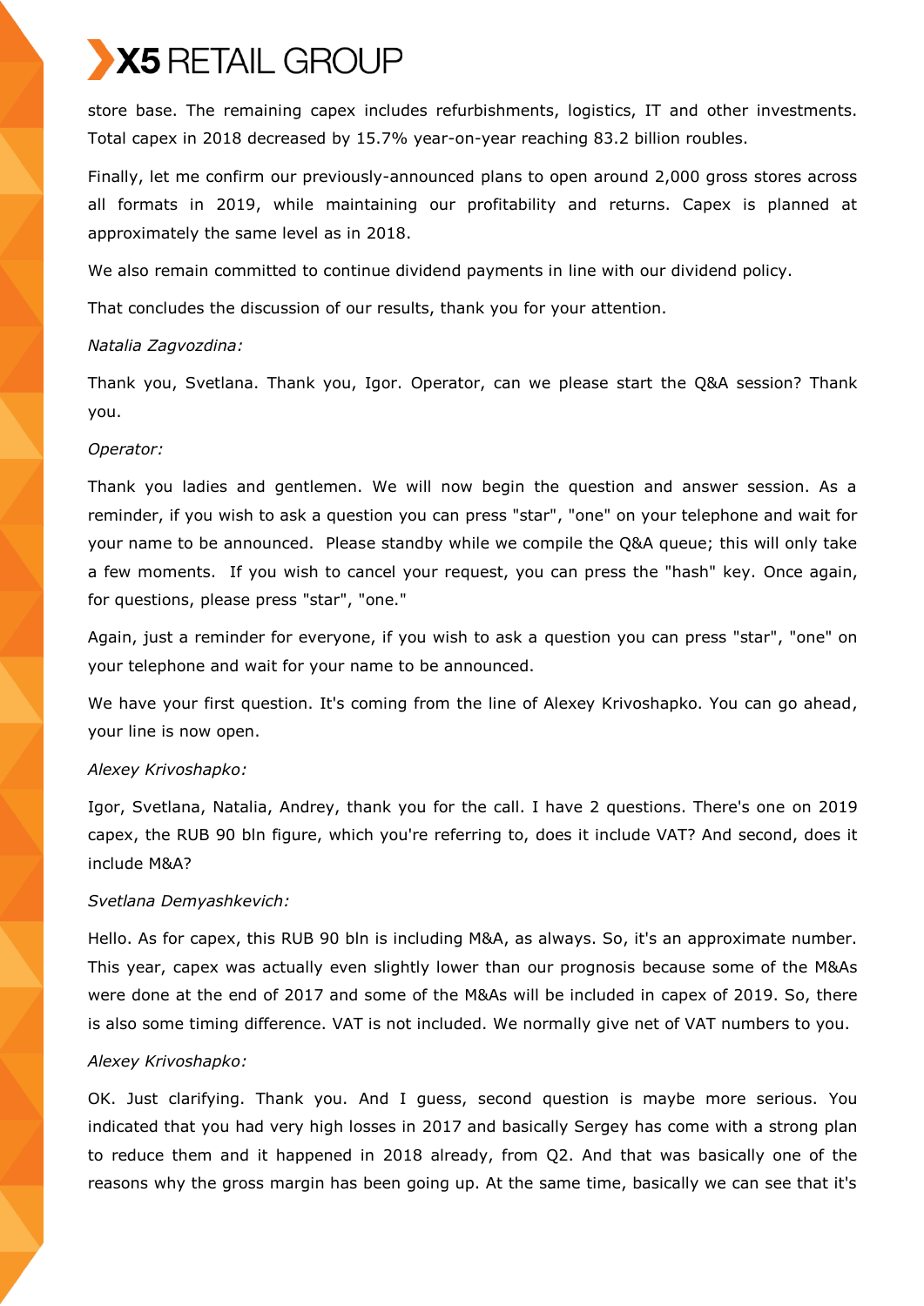store base. The remaining capex includes refurbishments, logistics, IT and other investments. Total capex in 2018 decreased by 15.7% year-on-year reaching 83.2 billion roubles.

Finally, let me confirm our previously-announced plans to open around 2,000 gross stores across all formats in 2019, while maintaining our profitability and returns. Capex is planned at approximately the same level as in 2018.

We also remain committed to continue dividend payments in line with our dividend policy.

That concludes the discussion of our results, thank you for your attention.

*Natalia Zagvozdina:*

Thank you, Svetlana. Thank you, Igor. Operator, can we please start the Q&A session? Thank you.

*Operator:*

Thank you ladies and gentlemen. We will now begin the question and answer session. As a reminder, if you wish to ask a question you can press "star", "one" on your telephone and wait for your name to be announced. Please standby while we compile the Q&A queue; this will only take a few moments. If you wish to cancel your request, you can press the "hash" key. Once again, for questions, please press "star", "one."

Again, just a reminder for everyone, if you wish to ask a question you can press "star", "one" on your telephone and wait for your name to be announced.

We have your first question. It's coming from the line of Alexey Krivoshapko. You can go ahead, your line is now open.

*Alexey Krivoshapko:*

Igor, Svetlana, Natalia, Andrey, thank you for the call. I have 2 questions. There's one on 2019 capex, the RUB 90 bln figure, which you're referring to, does it include VAT? And second, does it include M&A?

*Svetlana Demyashkevich:*

Hello. As for capex, this RUB 90 bln is including M&A, as always. So, it's an approximate number. This year, capex was actually even slightly lower than our prognosis because some of the M&As were done at the end of 2017 and some of the M&As will be included in capex of 2019. So, there is also some timing difference. VAT is not included. We normally give net of VAT numbers to you.

*Alexey Krivoshapko:*

OK. Just clarifying. Thank you. And I guess, second question is maybe more serious. You indicated that you had very high losses in 2017 and basically Sergey has come with a strong plan to reduce them and it happened in 2018 already, from Q2. And that was basically one of the reasons why the gross margin has been going up. At the same time, basically we can see that it's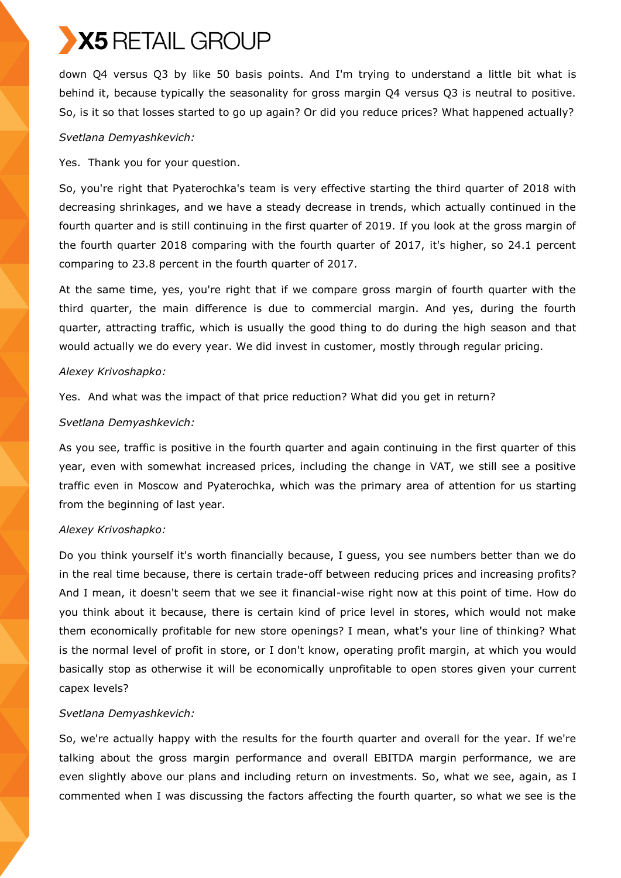down Q4 versus Q3 by like 50 basis points. And I'm trying to understand a little bit what is behind it, because typically the seasonality for gross margin Q4 versus Q3 is neutral to positive. So, is it so that losses started to go up again? Or did you reduce prices? What happened actually?

*Svetlana Demyashkevich:*

Yes. Thank you for your question.

So, you're right that Pyaterochka's team is very effective starting the third quarter of 2018 with decreasing shrinkages, and we have a steady decrease in trends, which actually continued in the fourth quarter and is still continuing in the first quarter of 2019. If you look at the gross margin of the fourth quarter 2018 comparing with the fourth quarter of 2017, it's higher, so 24.1 percent comparing to 23.8 percent in the fourth quarter of 2017.

At the same time, yes, you're right that if we compare gross margin of fourth quarter with the third quarter, the main difference is due to commercial margin. And yes, during the fourth quarter, attracting traffic, which is usually the good thing to do during the high season and that would actually we do every year. We did invest in customer, mostly through regular pricing.

*Alexey Krivoshapko:*

Yes. And what was the impact of that price reduction? What did you get in return?

*Svetlana Demyashkevich:*

As you see, traffic is positive in the fourth quarter and again continuing in the first quarter of this year, even with somewhat increased prices, including the change in VAT, we still see a positive traffic even in Moscow and Pyaterochka, which was the primary area of attention for us starting from the beginning of last year.

*Alexey Krivoshapko:*

Do you think yourself it's worth financially because, I guess, you see numbers better than we do in the real time because, there is certain trade-off between reducing prices and increasing profits? And I mean, it doesn't seem that we see it financial-wise right now at this point of time. How do you think about it because, there is certain kind of price level in stores, which would not make them economically profitable for new store openings? I mean, what's your line of thinking? What is the normal level of profit in store, or I don't know, operating profit margin, at which you would basically stop as otherwise it will be economically unprofitable to open stores given your current capex levels?

*Svetlana Demyashkevich:*

So, we're actually happy with the results for the fourth quarter and overall for the year. If we're talking about the gross margin performance and overall EBITDA margin performance, we are even slightly above our plans and including return on investments. So, what we see, again, as I commented when I was discussing the factors affecting the fourth quarter, so what we see is the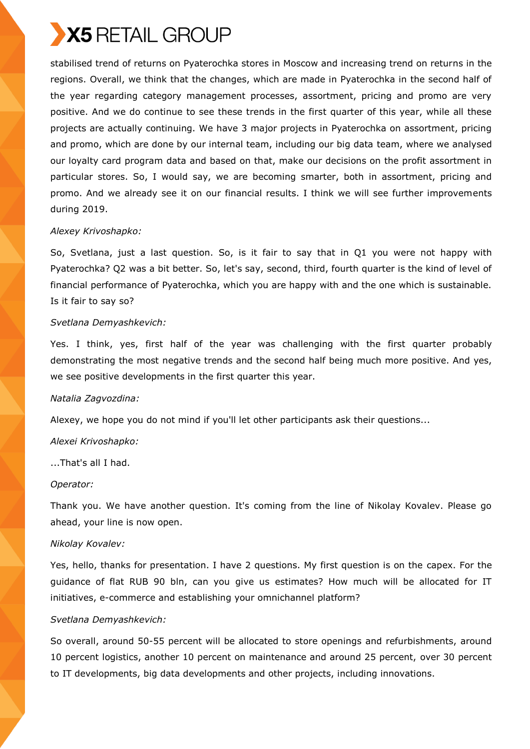stabilised trend of returns on Pyaterochka stores in Moscow and increasing trend on returns in the regions. Overall, we think that the changes, which are made in Pyaterochka in the second half of the year regarding category management processes, assortment, pricing and promo are very positive. And we do continue to see these trends in the first quarter of this year, while all these projects are actually continuing. We have 3 major projects in Pyaterochka on assortment, pricing and promo, which are done by our internal team, including our big data team, where we analysed our loyalty card program data and based on that, make our decisions on the profit assortment in particular stores. So, I would say, we are becoming smarter, both in assortment, pricing and promo. And we already see it on our financial results. I think we will see further improvements during 2019.

*Alexey Krivoshapko:*

So, Svetlana, just a last question. So, is it fair to say that in Q1 you were not happy with Pyaterochka? Q2 was a bit better. So, let's say, second, third, fourth quarter is the kind of level of financial performance of Pyaterochka, which you are happy with and the one which is sustainable. Is it fair to say so?

*Svetlana Demyashkevich:*

Yes. I think, yes, first half of the year was challenging with the first quarter probably demonstrating the most negative trends and the second half being much more positive. And yes, we see positive developments in the first quarter this year.

*Natalia Zagvozdina:*

Alexey, we hope you do not mind if you'll let other participants ask their questions...

*Alexei Krivoshapko:*

...That's all I had.

*Operator:*

Thank you. We have another question. It's coming from the line of Nikolay Kovalev. Please go ahead, your line is now open.

*Nikolay Kovalev:*

Yes, hello, thanks for presentation. I have 2 questions. My first question is on the capex. For the guidance of flat RUB 90 bln, can you give us estimates? How much will be allocated for IT initiatives, e-commerce and establishing your omnichannel platform?

*Svetlana Demyashkevich:*

So overall, around 50-55 percent will be allocated to store openings and refurbishments, around 10 percent logistics, another 10 percent on maintenance and around 25 percent, over 30 percent to IT developments, big data developments and other projects, including innovations.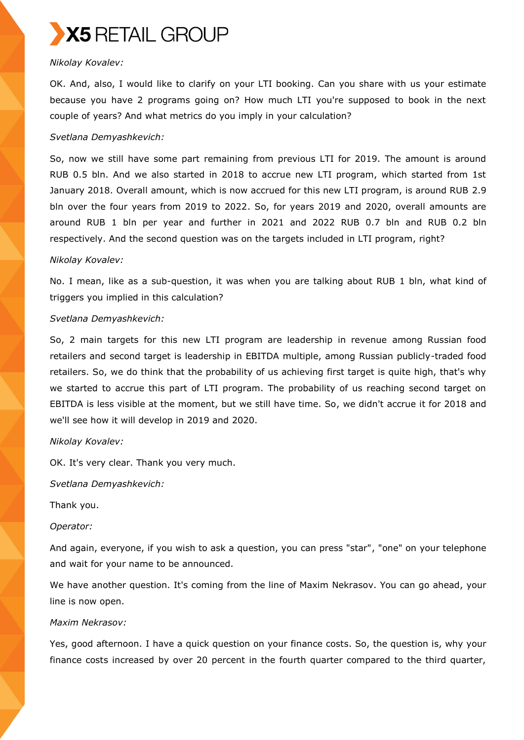*Nikolay Kovalev:*

OK. And, also, I would like to clarify on your LTI booking. Can you share with us your estimate because you have 2 programs going on? How much LTI you're supposed to book in the next couple of years? And what metrics do you imply in your calculation?

*Svetlana Demyashkevich:*

So, now we still have some part remaining from previous LTI for 2019. The amount is around RUB 0.5 bln. And we also started in 2018 to accrue new LTI program, which started from 1st January 2018. Overall amount, which is now accrued for this new LTI program, is around RUB 2.9 bln over the four years from 2019 to 2022. So, for years 2019 and 2020, overall amounts are around RUB 1 bln per year and further in 2021 and 2022 RUB 0.7 bln and RUB 0.2 bln respectively. And the second question was on the targets included in LTI program, right?

*Nikolay Kovalev:*

No. I mean, like as a sub-question, it was when you are talking about RUB 1 bln, what kind of triggers you implied in this calculation?

*Svetlana Demyashkevich:*

So, 2 main targets for this new LTI program are leadership in revenue among Russian food retailers and second target is leadership in EBITDA multiple, among Russian publicly-traded food retailers. So, we do think that the probability of us achieving first target is quite high, that's why we started to accrue this part of LTI program. The probability of us reaching second target on EBITDA is less visible at the moment, but we still have time. So, we didn't accrue it for 2018 and we'll see how it will develop in 2019 and 2020.

*Nikolay Kovalev:*

OK. It's very clear. Thank you very much.

*Svetlana Demyashkevich:*

Thank you.

*Operator:*

And again, everyone, if you wish to ask a question, you can press "star", "one" on your telephone and wait for your name to be announced.

We have another question. It's coming from the line of Maxim Nekrasov. You can go ahead, your line is now open.

*Maxim Nekrasov:*

Yes, good afternoon. I have a quick question on your finance costs. So, the question is, why your finance costs increased by over 20 percent in the fourth quarter compared to the third quarter,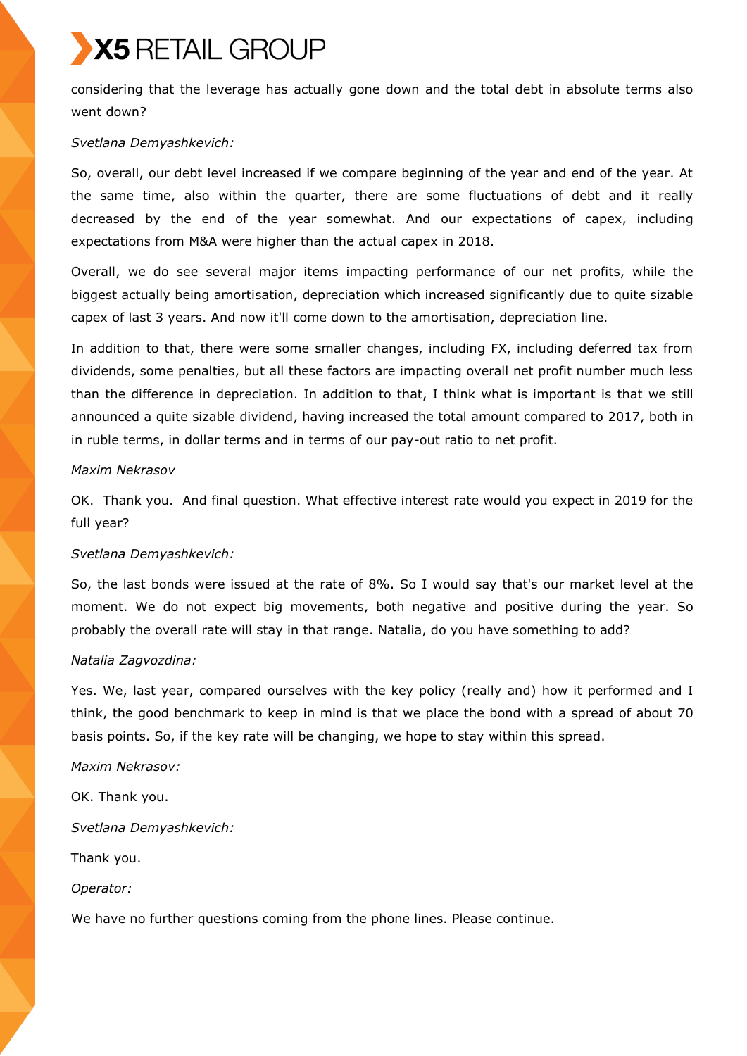considering that the leverage has actually gone down and the total debt in absolute terms also went down?

*Svetlana Demyashkevich:*

So, overall, our debt level increased if we compare beginning of the year and end of the year. At the same time, also within the quarter, there are some fluctuations of debt and it really decreased by the end of the year somewhat. And our expectations of capex, including expectations from M&A were higher than the actual capex in 2018.

Overall, we do see several major items impacting performance of our net profits, while the biggest actually being amortisation, depreciation which increased significantly due to quite sizable capex of last 3 years. And now it'll come down to the amortisation, depreciation line.

In addition to that, there were some smaller changes, including FX, including deferred tax from dividends, some penalties, but all these factors are impacting overall net profit number much less than the difference in depreciation. In addition to that, I think what is important is that we still announced a quite sizable dividend, having increased the total amount compared to 2017, both in in ruble terms, in dollar terms and in terms of our pay-out ratio to net profit.

*Maxim Nekrasov*

OK. Thank you. And final question. What effective interest rate would you expect in 2019 for the full year?

*Svetlana Demyashkevich:*

So, the last bonds were issued at the rate of 8%. So I would say that's our market level at the moment. We do not expect big movements, both negative and positive during the year. So probably the overall rate will stay in that range. Natalia, do you have something to add?

*Natalia Zagvozdina:*

Yes. We, last year, compared ourselves with the key policy (really and) how it performed and I think, the good benchmark to keep in mind is that we place the bond with a spread of about 70 basis points. So, if the key rate will be changing, we hope to stay within this spread.

*Maxim Nekrasov:*

OK. Thank you.

*Svetlana Demyashkevich:*

Thank you.

*Operator:*

We have no further questions coming from the phone lines. Please continue.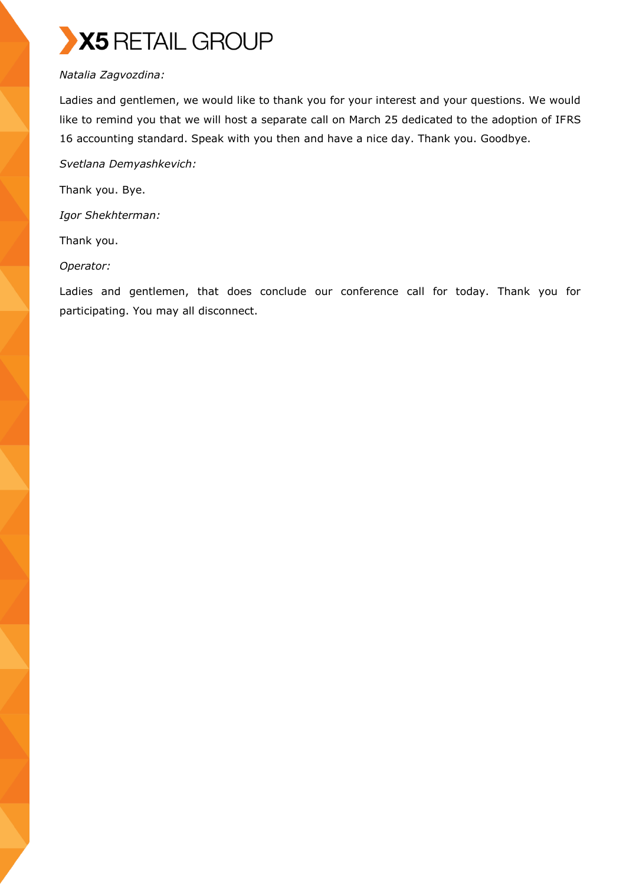*Natalia Zagvozdina:*

Ladies and gentlemen, we would like to thank you for your interest and your questions. We would like to remind you that we will host a separate call on March 25 dedicated to the adoption of IFRS 16 accounting standard. Speak with you then and have a nice day. Thank you. Goodbye.

*Svetlana Demyashkevich:*

Thank you. Bye.

*Igor Shekhterman:*

Thank you.

*Operator:*

Ladies and gentlemen, that does conclude our conference call for today. Thank you for participating. You may all disconnect.